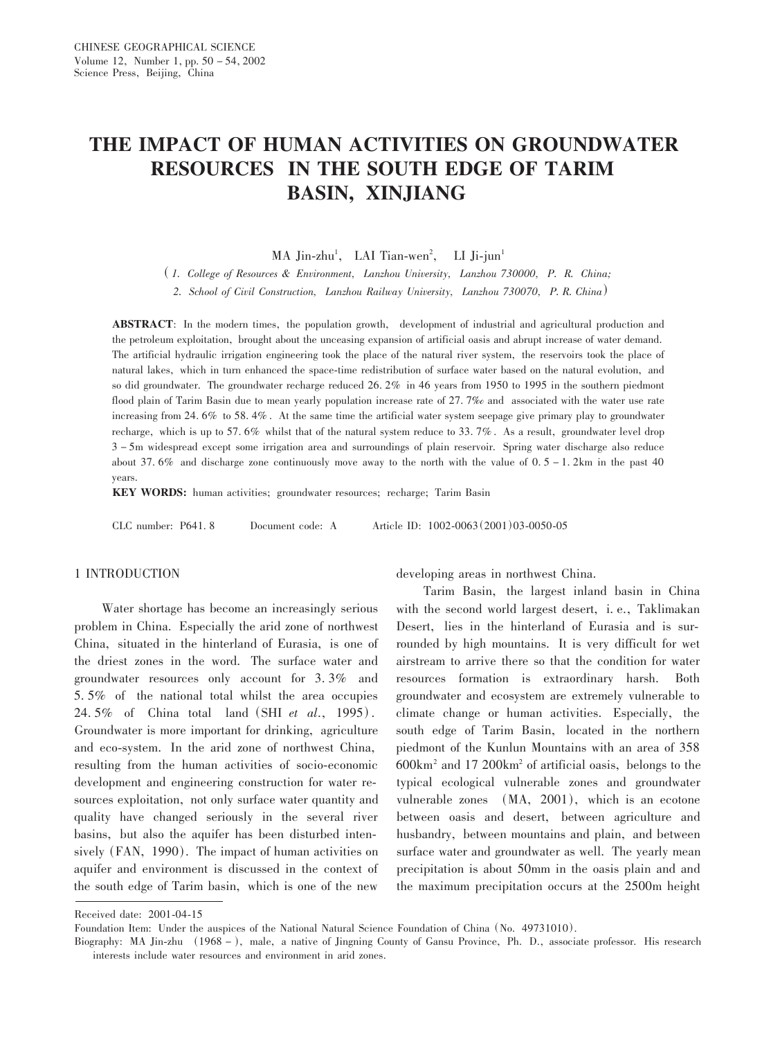# THE IMPACT OF HUMAN ACTIVITIES ON GROUNDWATER RESOURCES IN THE SOUTH EDGE OF TARIM BASIN, XINJIANG

MA Jin-zhu[1], LAI Tian-wen[2], LI Ji-jun[1]

(*1. College of Resources & Environment, Lanzhou University, Lanzhou 730000, P. R. China;*
*2. School of Civil Construction, Lanzhou Railway University, Lanzhou 730070, P. R. China*)

**ABSTRACT**: In the modern times, the population growth, development of industrial and agricultural production and the petroleum exploitation, brought about the unceasing expansion of artificial oasis and abrupt increase of water demand. The artificial hydraulic irrigation engineering took the place of the natural river system, the reservoirs took the place of natural lakes, which in turn enhanced the space-time redistribution of surface water based on the natural evolution, and so did groundwater. The groundwater recharge reduced 26.2% in 46 years from 1950 to 1995 in the southern piedmont flood plain of Tarim Basin due to mean yearly population increase rate of 27.7‰ and associated with the water use rate increasing from 24.6% to 58.4%. At the same time the artificial water system seepage give primary play to groundwater recharge, which is up to 57.6% whilst that of the natural system reduce to 33.7%. As a result, groundwater level drop 3 – 5m widespread except some irrigation area and surroundings of plain reservoir. Spring water discharge also reduce about 37.6% and discharge zone continuously move away to the north with the value of 0.5 – 1.2km in the past 40 years.

**KEY WORDS:** human activities; groundwater resources; recharge; Tarim Basin

CLC number: P641.8 Document code: A Article ID: 1002-0063(2001)03-0050-05

## 1 INTRODUCTION

Water shortage has become an increasingly serious problem in China. Especially the arid zone of northwest China, situated in the hinterland of Eurasia, is one of the driest zones in the word. The surface water and groundwater resources only account for 3.3% and 5.5% of the national total whilst the area occupies 24.5% of China total land (SHI *et al.*, 1995). Groundwater is more important for drinking, agriculture and eco-system. In the arid zone of northwest China, resulting from the human activities of socio-economic development and engineering construction for water resources exploitation, not only surface water quantity and quality have changed seriously in the several river basins, but also the aquifer has been disturbed intensively (FAN, 1990). The impact of human activities on aquifer and environment is discussed in the context of the south edge of Tarim basin, which is one of the new developing areas in northwest China.

Tarim Basin, the largest inland basin in China with the second world largest desert, i.e., Taklimakan Desert, lies in the hinterland of Eurasia and is surrounded by high mountains. It is very difficult for wet airstream to arrive there so that the condition for water resources formation is extraordinary harsh. Both groundwater and ecosystem are extremely vulnerable to climate change or human activities. Especially, the south edge of Tarim Basin, located in the northern piedmont of the Kunlun Mountains with an area of 358 600km$^2$ and 17 200km$^2$ of artificial oasis, belongs to the typical ecological vulnerable zones and groundwater vulnerable zones (MA, 2001), which is an ecotone between oasis and desert, between agriculture and husbandry, between mountains and plain, and between surface water and groundwater as well. The yearly mean precipitation is about 50mm in the oasis plain and and the maximum precipitation occurs at the 2500m height

---

Received date: 2001-04-15

Foundation Item: Under the auspices of the National Natural Science Foundation of China (No. 49731010).

Biography: MA Jin-zhu (1968 – ), male, a native of Jingning County of Gansu Province, Ph. D., associate professor. His research interests include water resources and environment in arid zones.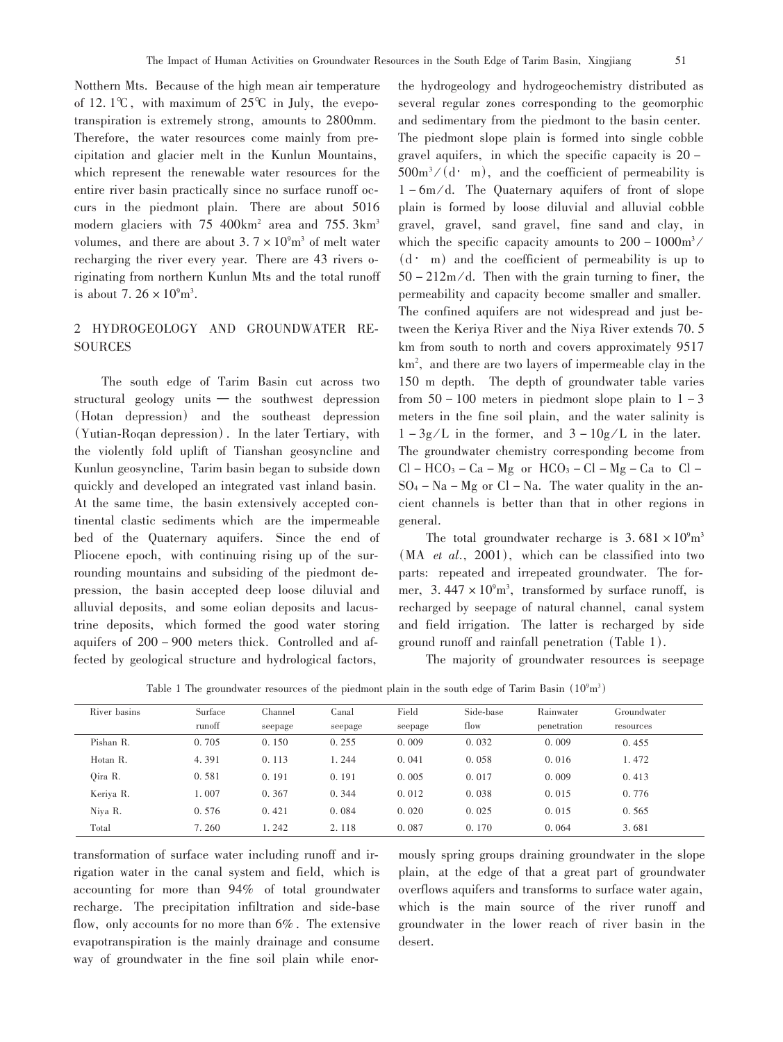Notthern Mts. Because of the high mean air temperature of 12.1℃, with maximum of 25℃ in July, the evepotranspiration is extremely strong, amounts to 2800mm. Therefore, the water resources come mainly from precipitation and glacier melt in the Kunlun Mountains, which represent the renewable water resources for the entire river basin practically since no surface runoff occurs in the piedmont plain. There are about 5016 modern glaciers with 75 400km$^2$ area and 755.3km$^3$ volumes, and there are about $3.7 \times 10^9$m$^3$ of melt water recharging the river every year. There are 43 rivers originating from northern Kunlun Mts and the total runoff is about $7.26 \times 10^9$m$^3$.

## 2 HYDROGEOLOGY AND GROUNDWATER RESOURCES

The south edge of Tarim Basin cut across two structural geology units — the southwest depression (Hotan depression) and the southeast depression (Yutian-Roqan depression). In the later Tertiary, with the violently fold uplift of Tianshan geosyncline and Kunlun geosyncline, Tarim basin began to subside down quickly and developed an integrated vast inland basin. At the same time, the basin extensively accepted continental clastic sediments which are the impermeable bed of the Quaternary aquifers. Since the end of Pliocene epoch, with continuing rising up of the surrounding mountains and subsiding of the piedmont depression, the basin accepted deep loose diluvial and alluvial deposits, and some eolian deposits and lacustrine deposits, which formed the good water storing aquifers of 200 – 900 meters thick. Controlled and affected by geological structure and hydrological factors, the hydrogeology and hydrogeochemistry distributed as several regular zones corresponding to the geomorphic and sedimentary from the piedmont to the basin center. The piedmont slope plain is formed into single cobble gravel aquifers, in which the specific capacity is 20 – 500m$^3$/(d· m), and the coefficient of permeability is 1 – 6m/d. The Quaternary aquifers of front of slope plain is formed by loose diluvial and alluvial cobble gravel, gravel, sand gravel, fine sand and clay, in which the specific capacity amounts to 200 – 1000m$^3$/(d· m) and the coefficient of permeability is up to 50 – 212m/d. Then with the grain turning to finer, the permeability and capacity become smaller and smaller. The confined aquifers are not widespread and just between the Keriya River and the Niya River extends 70.5 km from south to north and covers approximately 9517 km$^2$, and there are two layers of impermeable clay in the 150 m depth. The depth of groundwater table varies from 50 – 100 meters in piedmont slope plain to 1 – 3 meters in the fine soil plain, and the water salinity is 1 – 3g/L in the former, and 3 – 10g/L in the later. The groundwater chemistry corresponding become from $Cl - HCO_3 - Ca - Mg$ or $HCO_3 - Cl - Mg - Ca$ to $Cl - SO_4 - Na - Mg$ or $Cl - Na$. The water quality in the ancient channels is better than that in other regions in general.

The total groundwater recharge is $3.681 \times 10^9$m$^3$ (MA *et al.*, 2001), which can be classified into two parts: repeated and irrepeated groundwater. The former, $3.447 \times 10^9$m$^3$, transformed by surface runoff, is recharged by seepage of natural channel, canal system and field irrigation. The latter is recharged by side ground runoff and rainfall penetration (Table 1).

The majority of groundwater resources is seepage transformation of surface water including runoff and irrigation water in the canal system and field, which is accounting for more than 94% of total groundwater recharge. The precipitation infiltration and side-base flow, only accounts for no more than 6%. The extensive evapotranspiration is the mainly drainage and consume way of groundwater in the fine soil plain while enormously spring groups draining groundwater in the slope plain, at the edge of that a great part of groundwater overflows aquifers and transforms to surface water again, which is the main source of the river runoff and groundwater in the lower reach of river basin in the desert.

Table 1 The groundwater resources of the piedmont plain in the south edge of Tarim Basin ($10^9$m$^3$)

| River basins | Surface runoff | Channel seepage | Canal seepage | Field seepage | Side-base flow | Rainwater penetration | Groundwater resources |
|---|---|---|---|---|---|---|---|
| Pishan R. | 0.705 | 0.150 | 0.255 | 0.009 | 0.032 | 0.009 | 0.455 |
| Hotan R. | 4.391 | 0.113 | 1.244 | 0.041 | 0.058 | 0.016 | 1.472 |
| Qira R. | 0.581 | 0.191 | 0.191 | 0.005 | 0.017 | 0.009 | 0.413 |
| Keriya R. | 1.007 | 0.367 | 0.344 | 0.012 | 0.038 | 0.015 | 0.776 |
| Niya R. | 0.576 | 0.421 | 0.084 | 0.020 | 0.025 | 0.015 | 0.565 |
| Total | 7.260 | 1.242 | 2.118 | 0.087 | 0.170 | 0.064 | 3.681 |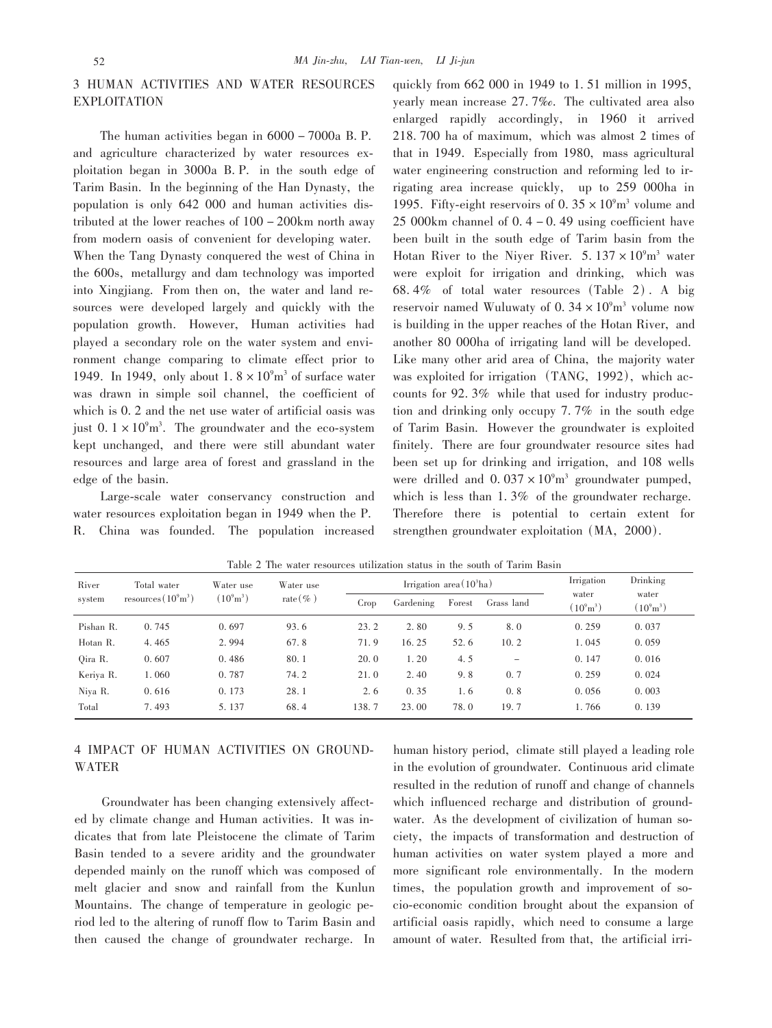## 3 HUMAN ACTIVITIES AND WATER RESOURCES EXPLOITATION

The human activities began in 6000 – 7000a B. P. and agriculture characterized by water resources exploitation began in 3000a B. P. in the south edge of Tarim Basin. In the beginning of the Han Dynasty, the population is only 642 000 and human activities distributed at the lower reaches of 100 – 200km north away from modern oasis of convenient for developing water. When the Tang Dynasty conquered the west of China in the 600s, metallurgy and dam technology was imported into Xingjiang. From then on, the water and land resources were developed largely and quickly with the population growth. However, Human activities had played a secondary role on the water system and environment change comparing to climate effect prior to 1949. In 1949, only about $1.8 \times 10^9 m^3$ of surface water was drawn in simple soil channel, the coefficient of which is 0.2 and the net use water of artificial oasis was just $0.1 \times 10^9 m^3$. The groundwater and the eco-system kept unchanged, and there were still abundant water resources and large area of forest and grassland in the edge of the basin.

Large-scale water conservancy construction and water resources exploitation began in 1949 when the P. R. China was founded. The population increased quickly from 662 000 in 1949 to 1.51 million in 1995, yearly mean increase 27.7‰. The cultivated area also enlarged rapidly accordingly, in 1960 it arrived 218.700 ha of maximum, which was almost 2 times of that in 1949. Especially from 1980, mass agricultural water engineering construction and reforming led to irrigating area increase quickly, up to 259 000ha in 1995. Fifty-eight reservoirs of $0.35 \times 10^9 m^3$ volume and 25 000km channel of 0.4 – 0.49 using coefficient have been built in the south edge of Tarim basin from the Hotan River to the Niyer River. $5.137 \times 10^9 m^3$ water were exploit for irrigation and drinking, which was 68.4% of total water resources (Table 2). A big reservoir named Wuluwaty of $0.34 \times 10^9 m^3$ volume now is building in the upper reaches of the Hotan River, and another 80 000ha of irrigating land will be developed. Like many other arid area of China, the majority water was exploited for irrigation (TANG, 1992), which accounts for 92.3% while that used for industry production and drinking only occupy 7.7% in the south edge of Tarim Basin. However the groundwater is exploited finitely. There are four groundwater resource sites had been set up for drinking and irrigation, and 108 wells were drilled and $0.037 \times 10^9 m^3$ groundwater pumped, which is less than 1.3% of the groundwater recharge. Therefore there is potential to certain extent for strengthen groundwater exploitation (MA, 2000).

Table 2 The water resources utilization status in the south of Tarim Basin

| River system | Total water resources ($10^9 m^3$) | Water use ($10^9 m^3$) | Water use rate (%) | Irrigation area ($10^3$ ha) | | | | Irrigation water ($10^9 m^3$) | Drinking water ($10^9 m^3$) |
|---|---|---|---|---|---|---|---|---|---|
| | | | | Crop | Gardening | Forest | Grass land | | |
| Pishan R. | 0.745 | 0.697 | 93.6 | 23.2 | 2.80 | 9.5 | 8.0 | 0.259 | 0.037 |
| Hotan R. | 4.465 | 2.994 | 67.8 | 71.9 | 16.25 | 52.6 | 10.2 | 1.045 | 0.059 |
| Qira R. | 0.607 | 0.486 | 80.1 | 20.0 | 1.20 | 4.5 | – | 0.147 | 0.016 |
| Keriya R. | 1.060 | 0.787 | 74.2 | 21.0 | 2.40 | 9.8 | 0.7 | 0.259 | 0.024 |
| Niya R. | 0.616 | 0.173 | 28.1 | 2.6 | 0.35 | 1.6 | 0.8 | 0.056 | 0.003 |
| Total | 7.493 | 5.137 | 68.4 | 138.7 | 23.00 | 78.0 | 19.7 | 1.766 | 0.139 |

## 4 IMPACT OF HUMAN ACTIVITIES ON GROUNDWATER

Groundwater has been changing extensively affected by climate change and Human activities. It was indicates that from late Pleistocene the climate of Tarim Basin tended to a severe aridity and the groundwater depended mainly on the runoff which was composed of melt glacier and snow and rainfall from the Kunlun Mountains. The change of temperature in geologic period led to the altering of runoff flow to Tarim Basin and then caused the change of groundwater recharge. In human history period, climate still played a leading role in the evolution of groundwater. Continuous arid climate resulted in the redution of runoff and change of channels which influenced recharge and distribution of groundwater. As the development of civilization of human society, the impacts of transformation and destruction of human activities on water system played a more and more significant role environmentally. In the modern times, the population growth and improvement of socio-economic condition brought about the expansion of artificial oasis rapidly, which need to consume a large amount of water. Resulted from that, the artificial irri-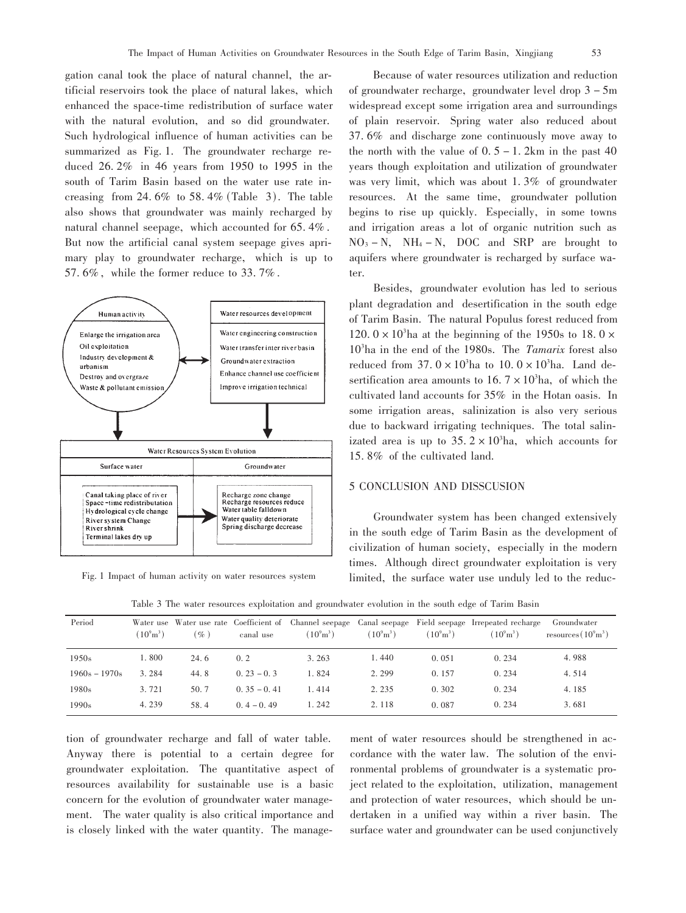gation canal took the place of natural channel, the artificial reservoirs took the place of natural lakes, which enhanced the space-time redistribution of surface water with the natural evolution, and so did groundwater. Such hydrological influence of human activities can be summarized as Fig. 1. The groundwater recharge reduced 26.2% in 46 years from 1950 to 1995 in the south of Tarim Basin based on the water use rate increasing from 24.6% to 58.4% (Table 3). The table also shows that groundwater was mainly recharged by natural channel seepage, which accounted for 65.4%. But now the artificial canal system seepage gives aprimary play to groundwater recharge, which is up to 57.6%, while the former reduce to 33.7%.

Fig. 1 Impact of human activity on water resources system

Because of water resources utilization and reduction of groundwater recharge, groundwater level drop 3 – 5m widespread except some irrigation area and surroundings of plain reservoir. Spring water also reduced about 37.6% and discharge zone continuously move away to the north with the value of 0.5 – 1.2km in the past 40 years though exploitation and utilization of groundwater was very limit, which was about 1.3% of groundwater resources. At the same time, groundwater pollution begins to rise up quickly. Especially, in some towns and irrigation areas a lot of organic nutrition such as $NO_3-N$, $NH_4-N$, DOC and SRP are brought to aquifers where groundwater is recharged by surface water.

Besides, groundwater evolution has led to serious plant degradation and desertification in the south edge of Tarim Basin. The natural Populus forest reduced from $120.0\times10^3$ha at the beginning of the 1950s to $18.0\times10^3$ha in the end of the 1980s. The *Tamarix* forest also reduced from $37.0\times10^3$ha to $10.0\times10^3$ha. Land desertification area amounts to $16.7\times10^3$ha, of which the cultivated land accounts for 35% in the Hotan oasis. In some irrigation areas, salinization is also very serious due to backward irrigating techniques. The total salinizated area is up to $35.2\times10^3$ha, which accounts for 15.8% of the cultivated land.

## 5 CONCLUSION AND DISSCUSION

Groundwater system has been changed extensively in the south edge of Tarim Basin as the development of civilization of human society, especially in the modern times. Although direct groundwater exploitation is very limited, the surface water use unduly led to the reduction of groundwater recharge and fall of water table. Anyway there is potential to a certain degree for groundwater exploitation. The quantitative aspect of resources availability for sustainable use is a basic concern for the evolution of groundwater water management. The water quality is also critical importance and is closely linked with the water quantity. The management of water resources should be strengthened in accordance with the water law. The solution of the environmental problems of groundwater is a systematic project related to the exploitation, utilization, management and protection of water resources, which should be undertaken in a unified way within a river basin. The surface water and groundwater can be used conjunctively

Table 3 The water resources exploitation and groundwater evolution in the south edge of Tarim Basin

| Period | Water use ($10^9m^3$) | Water use rate (%) | Coefficient of canal use | Channel seepage ($10^9m^3$) | Canal seepage ($10^9m^3$) | Field seepage ($10^9m^3$) | Irrepeated recharge ($10^9m^3$) | Groundwater resources ($10^9m^3$) |
|---|---|---|---|---|---|---|---|---|
| 1950s | 1.800 | 24.6 | 0.2 | 3.263 | 1.440 | 0.051 | 0.234 | 4.988 |
| 1960s – 1970s | 3.284 | 44.8 | 0.23 – 0.3 | 1.824 | 2.299 | 0.157 | 0.234 | 4.514 |
| 1980s | 3.721 | 50.7 | 0.35 – 0.41 | 1.414 | 2.235 | 0.302 | 0.234 | 4.185 |
| 1990s | 4.239 | 58.4 | 0.4 – 0.49 | 1.242 | 2.118 | 0.087 | 0.234 | 3.681 |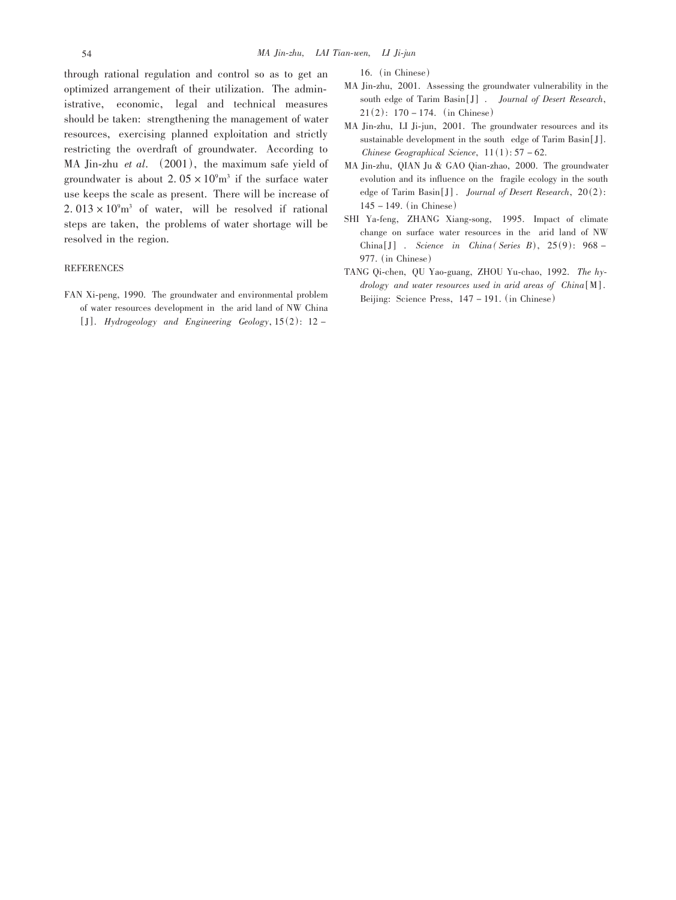through rational regulation and control so as to get an optimized arrangement of their utilization. The administrative, economic, legal and technical measures should be taken: strengthening the management of water resources, exercising planned exploitation and strictly restricting the overdraft of groundwater. According to MA Jin-zhu *et al.* (2001), the maximum safe yield of groundwater is about $2.05 \times 10^9 m^3$ if the surface water use keeps the scale as present. There will be increase of $2.013 \times 10^9 m^3$ of water, will be resolved if rational steps are taken, the problems of water shortage will be resolved in the region.

## REFERENCES

FAN Xi-peng, 1990. The groundwater and environmental problem of water resources development in the arid land of NW China [J]. *Hydrogeology and Engineering Geology*, 15(2): 12 – 16. (in Chinese)

MA Jin-zhu, 2001. Assessing the groundwater vulnerability in the south edge of Tarim Basin[J]. *Journal of Desert Research*, 21(2): 170 – 174. (in Chinese)

MA Jin-zhu, LI Ji-jun, 2001. The groundwater resources and its sustainable development in the south edge of Tarim Basin[J]. *Chinese Geographical Science*, 11(1): 57 – 62.

MA Jin-zhu, QIAN Ju & GAO Qian-zhao, 2000. The groundwater evolution and its influence on the fragile ecology in the south edge of Tarim Basin[J]. *Journal of Desert Research*, 20(2): 145 – 149. (in Chinese)

SHI Ya-feng, ZHANG Xiang-song, 1995. Impact of climate change on surface water resources in the arid land of NW China[J]. *Science in China (Series B)*, 25(9): 968 – 977. (in Chinese)

TANG Qi-chen, QU Yao-guang, ZHOU Yu-chao, 1992. *The hydrology and water resources used in arid areas of China*[M]. Beijing: Science Press, 147 – 191. (in Chinese)